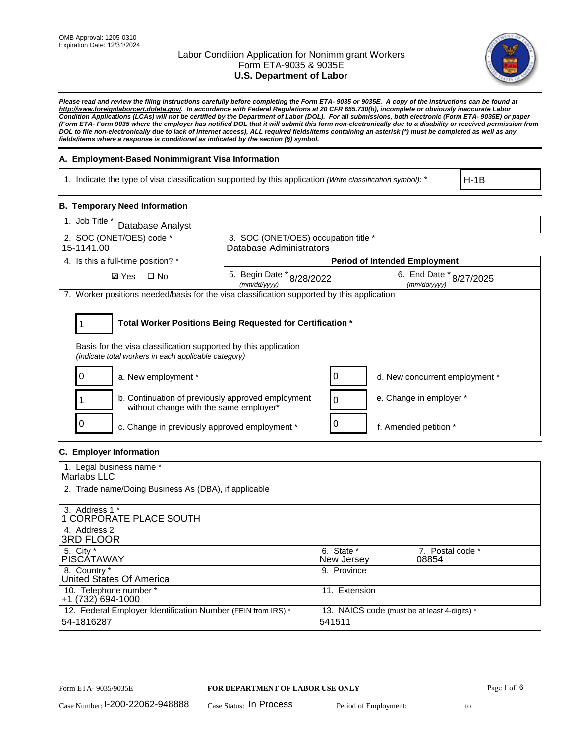OMB Approval: 1205-0310
Expiration Date: 12/31/2024

# Labor Condition Application for Nonimmigrant Workers
## Form ETA-9035 & 9035E
## U.S. Department of Labor

***Please read and review the filing instructions carefully before completing the Form ETA- 9035 or 9035E. A copy of the instructions can be found at http://www.foreignlaborcert.doleta.gov/. In accordance with Federal Regulations at 20 CFR 655.730(b), incomplete or obviously inaccurate Labor Condition Applications (LCAs) will not be certified by the Department of Labor (DOL). For all submissions, both electronic (Form ETA- 9035E) or paper (Form ETA- Form 9035 where the employer has notified DOL that it will submit this form non-electronically due to a disability or received permission from DOL to file non-electronically due to lack of Internet access), ALL required fields/items containing an asterisk (*) must be completed as well as any fields/items where a response is conditional as indicated by the section (§) symbol.***

### A. Employment-Based Nonimmigrant Visa Information

| 1. Indicate the type of visa classification supported by this application *(Write classification symbol)*: * | H-1B |
|---|---|

### B. Temporary Need Information

| 1. Job Title * Database Analyst | | |
|---|---|---|
| 2. SOC (ONET/OES) code * 15-1141.00 | 3. SOC (ONET/OES) occupation title * Database Administrators | |
| 4. Is this a full-time position? * | **Period of Intended Employment** | |
| ☑ Yes ☐ No | 5. Begin Date * *(mm/dd/yyyy)* 8/28/2022 | 6. End Date * *(mm/dd/yyyy)* 8/27/2025 |

7. Worker positions needed/basis for the visa classification supported by this application

| 1 | **Total Worker Positions Being Requested for Certification *** |
|---|---|

Basis for the visa classification supported by this application
*(indicate total workers in each applicable category)*

| | | | |
|---|---|---|---|
| 0 | a. New employment * | 0 | d. New concurrent employment * |
| 1 | b. Continuation of previously approved employment without change with the same employer* | 0 | e. Change in employer * |
| 0 | c. Change in previously approved employment * | 0 | f. Amended petition * |

### C. Employer Information

| | | |
|---|---|---|
| 1. Legal business name * Marlabs LLC | | |
| 2. Trade name/Doing Business As (DBA), if applicable | | |
| 3. Address 1 * 1 CORPORATE PLACE SOUTH | | |
| 4. Address 2 3RD FLOOR | | |
| 5. City * PISCATAWAY | 6. State * New Jersey | 7. Postal code * 08854 |
| 8. Country * United States Of America | 9. Province | |
| 10. Telephone number * +1 (732) 694-1000 | 11. Extension | |
| 12. Federal Employer Identification Number (FEIN from IRS) * 54-1816287 | 13. NAICS code (must be at least 4-digits) * 541511 | |

Form ETA- 9035/9035E — **FOR DEPARTMENT OF LABOR USE ONLY**

Case Number: I-200-22062-948888 Case Status: In Process Period of Employment: ______________ to ______________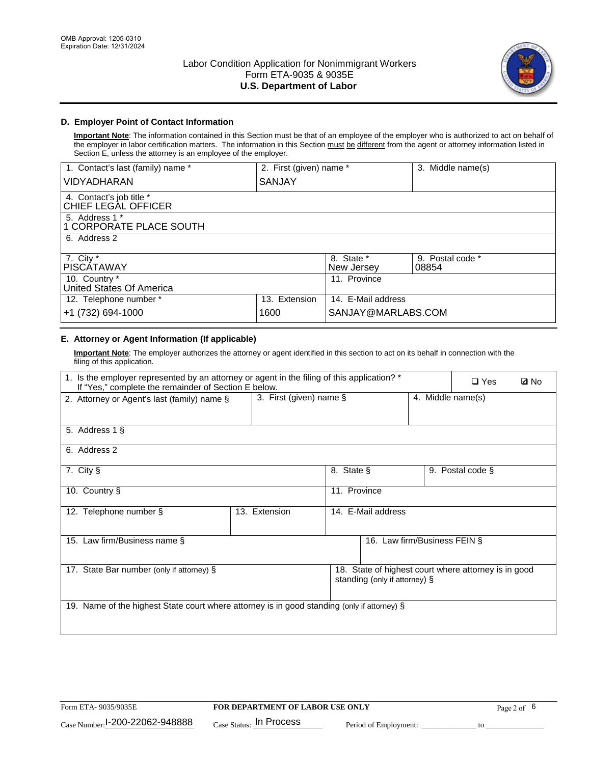OMB Approval: 1205-0310
Expiration Date: 12/31/2024

# Labor Condition Application for Nonimmigrant Workers
## Form ETA-9035 & 9035E
## U.S. Department of Labor

### D. Employer Point of Contact Information

**Important Note**: The information contained in this Section must be that of an employee of the employer who is authorized to act on behalf of the employer in labor certification matters. The information in this Section must be different from the agent or attorney information listed in Section E, unless the attorney is an employee of the employer.

| 1. Contact's last (family) name * | 2. First (given) name * | 3. Middle name(s) |
|---|---|---|
| VIDYADHARAN | SANJAY | |

| Field | Value |
|---|---|
| 4. Contact's job title * | CHIEF LEGAL OFFICER |
| 5. Address 1 * | 1 CORPORATE PLACE SOUTH |
| 6. Address 2 | |

| 7. City * | 8. State * | 9. Postal code * |
|---|---|---|
| PISCATAWAY | New Jersey | 08854 |

| 10. Country * | 11. Province |
|---|---|
| United States Of America | |

| 12. Telephone number * | 13. Extension | 14. E-Mail address |
|---|---|---|
| +1 (732) 694-1000 | 1600 | SANJAY@MARLABS.COM |

### E. Attorney or Agent Information (If applicable)

**Important Note**: The employer authorizes the attorney or agent identified in this section to act on its behalf in connection with the filing of this application.

1. Is the employer represented by an attorney or agent in the filing of this application? * If "Yes," complete the remainder of Section E below. ☐ Yes ☑ No

| 2. Attorney or Agent's last (family) name § | 3. First (given) name § | 4. Middle name(s) |
|---|---|---|
| | | |

| Field | Value |
|---|---|
| 5. Address 1 § | |
| 6. Address 2 | |

| 7. City § | 8. State § | 9. Postal code § |
|---|---|---|
| | | |

| 10. Country § | 11. Province |
|---|---|
| | |

| 12. Telephone number § | 13. Extension | 14. E-Mail address |
|---|---|---|
| | | |

| 15. Law firm/Business name § | 16. Law firm/Business FEIN § |
|---|---|
| | |

| 17. State Bar number (only if attorney) § | 18. State of highest court where attorney is in good standing (only if attorney) § |
|---|---|
| | |

19. Name of the highest State court where attorney is in good standing (only if attorney) §

Form ETA- 9035/9035E | FOR DEPARTMENT OF LABOR USE ONLY

Case Number: I-200-22062-948888 Case Status: In Process Period of Employment: _____________ to _____________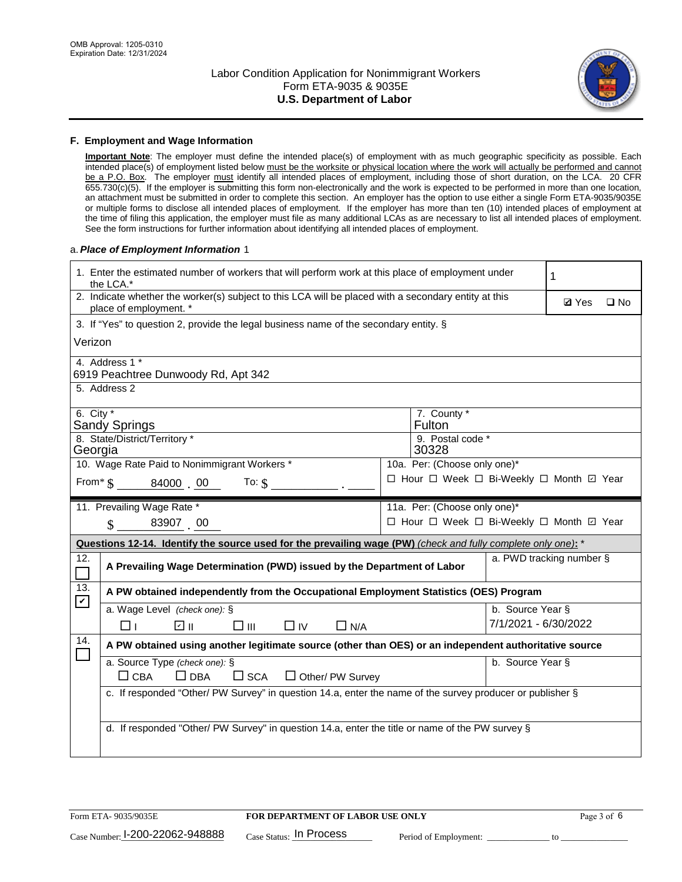OMB Approval: 1205-0310
Expiration Date: 12/31/2024

# Labor Condition Application for Nonimmigrant Workers
## Form ETA-9035 & 9035E
## U.S. Department of Labor

### F. Employment and Wage Information

**Important Note**: The employer must define the intended place(s) of employment with as much geographic specificity as possible. Each intended place(s) of employment listed below must be the worksite or physical location where the work will actually be performed and cannot be a P.O. Box. The employer must identify all intended places of employment, including those of short duration, on the LCA. 20 CFR 655.730(c)(5). If the employer is submitting this form non-electronically and the work is expected to be performed in more than one location, an attachment must be submitted in order to complete this section. An employer has the option to use either a single Form ETA-9035/9035E or multiple forms to disclose all intended places of employment. If the employer has more than ten (10) intended places of employment at the time of filing this application, the employer must file as many additional LCAs as are necessary to list all intended places of employment. See the form instructions for further information about identifying all intended places of employment.

a. ***Place of Employment Information*** 1

| | |
|---|---|
| 1. Enter the estimated number of workers that will perform work at this place of employment under the LCA.* | 1 |
| 2. Indicate whether the worker(s) subject to this LCA will be placed with a secondary entity at this place of employment. * | ☑ Yes ☐ No |
| 3. If "Yes" to question 2, provide the legal business name of the secondary entity. § Verizon | |
| 4. Address 1 * 6919 Peachtree Dunwoody Rd, Apt 342 | |
| 5. Address 2 | |
| 6. City * Sandy Springs | 7. County * Fulton |
| 8. State/District/Territory * Georgia | 9. Postal code * 30328 |
| 10. Wage Rate Paid to Nonimmigrant Workers * From* $ 84000 . 00 To: $ ______ . ____ | 10a. Per: (Choose only one)* ☐ Hour ☐ Week ☐ Bi-Weekly ☐ Month ☑ Year |
| 11. Prevailing Wage Rate * $ 83907 . 00 | 11a. Per: (Choose only one)* ☐ Hour ☐ Week ☐ Bi-Weekly ☐ Month ☑ Year |

**Questions 12-14. Identify the source used for the prevailing wage (PW)** *(check and fully complete only one)*: *

| | | |
|---|---|---|
| 12. ☐ | **A Prevailing Wage Determination (PWD) issued by the Department of Labor** | a. PWD tracking number § |
| 13. ☑ | **A PW obtained independently from the Occupational Employment Statistics (OES) Program** | |
| | a. Wage Level *(check one)*: § ☐ I ☑ II ☐ III ☐ IV ☐ N/A | b. Source Year § 7/1/2021 - 6/30/2022 |
| 14. ☐ | **A PW obtained using another legitimate source (other than OES) or an independent authoritative source** | |
| | a. Source Type *(check one)*: § ☐ CBA ☐ DBA ☐ SCA ☐ Other/ PW Survey | b. Source Year § |
| | c. If responded "Other/ PW Survey" in question 14.a, enter the name of the survey producer or publisher § | |
| | d. If responded "Other/ PW Survey" in question 14.a, enter the title or name of the PW survey § | |

Form ETA- 9035/9035E | **FOR DEPARTMENT OF LABOR USE ONLY**

Case Number: I-200-22062-948888 Case Status: In Process Period of Employment: ____________ to ____________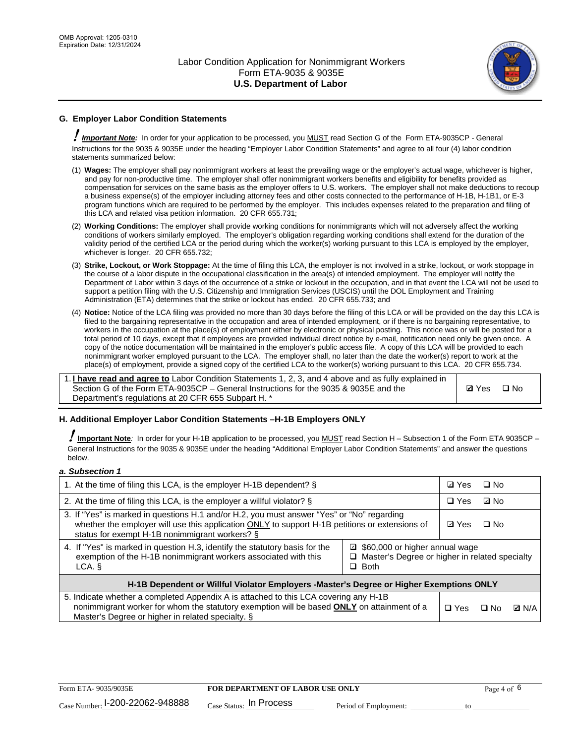## G. Employer Labor Condition Statements

! ***Important Note:*** In order for your application to be processed, you MUST read Section G of the Form ETA-9035CP - General Instructions for the 9035 & 9035E under the heading "Employer Labor Condition Statements" and agree to all four (4) labor condition statements summarized below:

(1) **Wages:** The employer shall pay nonimmigrant workers at least the prevailing wage or the employer's actual wage, whichever is higher, and pay for non-productive time. The employer shall offer nonimmigrant workers benefits and eligibility for benefits provided as compensation for services on the same basis as the employer offers to U.S. workers. The employer shall not make deductions to recoup a business expense(s) of the employer including attorney fees and other costs connected to the performance of H-1B, H-1B1, or E-3 program functions which are required to be performed by the employer. This includes expenses related to the preparation and filing of this LCA and related visa petition information. 20 CFR 655.731;

(2) **Working Conditions:** The employer shall provide working conditions for nonimmigrants which will not adversely affect the working conditions of workers similarly employed. The employer's obligation regarding working conditions shall extend for the duration of the validity period of the certified LCA or the period during which the worker(s) working pursuant to this LCA is employed by the employer, whichever is longer. 20 CFR 655.732;

(3) **Strike, Lockout, or Work Stoppage:** At the time of filing this LCA, the employer is not involved in a strike, lockout, or work stoppage in the course of a labor dispute in the occupational classification in the area(s) of intended employment. The employer will notify the Department of Labor within 3 days of the occurrence of a strike or lockout in the occupation, and in that event the LCA will not be used to support a petition filing with the U.S. Citizenship and Immigration Services (USCIS) until the DOL Employment and Training Administration (ETA) determines that the strike or lockout has ended. 20 CFR 655.733; and

(4) **Notice:** Notice of the LCA filing was provided no more than 30 days before the filing of this LCA or will be provided on the day this LCA is filed to the bargaining representative in the occupation and area of intended employment, or if there is no bargaining representative, to workers in the occupation at the place(s) of employment either by electronic or physical posting. This notice was or will be posted for a total period of 10 days, except that if employees are provided individual direct notice by e-mail, notification need only be given once. A copy of the notice documentation will be maintained in the employer's public access file. A copy of this LCA will be provided to each nonimmigrant worker employed pursuant to the LCA. The employer shall, no later than the date the worker(s) report to work at the place(s) of employment, provide a signed copy of the certified LCA to the worker(s) working pursuant to this LCA. 20 CFR 655.734.

| | |
|---|---|
| 1. **I have read and agree to** Labor Condition Statements 1, 2, 3, and 4 above and as fully explained in Section G of the Form ETA-9035CP – General Instructions for the 9035 & 9035E and the Department's regulations at 20 CFR 655 Subpart H. * | ☑ Yes ☐ No |

## H. Additional Employer Labor Condition Statements –H-1B Employers ONLY

! **Important Note**: In order for your H-1B application to be processed, you MUST read Section H – Subsection 1 of the Form ETA 9035CP – General Instructions for the 9035 & 9035E under the heading "Additional Employer Labor Condition Statements" and answer the questions below.

***a. Subsection 1***

| | | |
|---|---|---|
| 1. At the time of filing this LCA, is the employer H-1B dependent? § | | ☑ Yes ☐ No |
| 2. At the time of filing this LCA, is the employer a willful violator? § | | ☐ Yes ☑ No |
| 3. If "Yes" is marked in questions H.1 and/or H.2, you must answer "Yes" or "No" regarding whether the employer will use this application ONLY to support H-1B petitions or extensions of status for exempt H-1B nonimmigrant workers? § | | ☑ Yes ☐ No |
| 4. If "Yes" is marked in question H.3, identify the statutory basis for the exemption of the H-1B nonimmigrant workers associated with this LCA. § | ☑ $60,000 or higher annual wage<br>☐ Master's Degree or higher in related specialty<br>☐ Both | |
| **H-1B Dependent or Willful Violator Employers -Master's Degree or Higher Exemptions ONLY** | | |
| 5. Indicate whether a completed Appendix A is attached to this LCA covering any H-1B nonimmigrant worker for whom the statutory exemption will be based **ONLY** on attainment of a Master's Degree or higher in related specialty. § | | ☐ Yes ☐ No ☑ N/A |

Case Number: I-200-22062-948888 Case Status: In Process Period of Employment: _____________ to _____________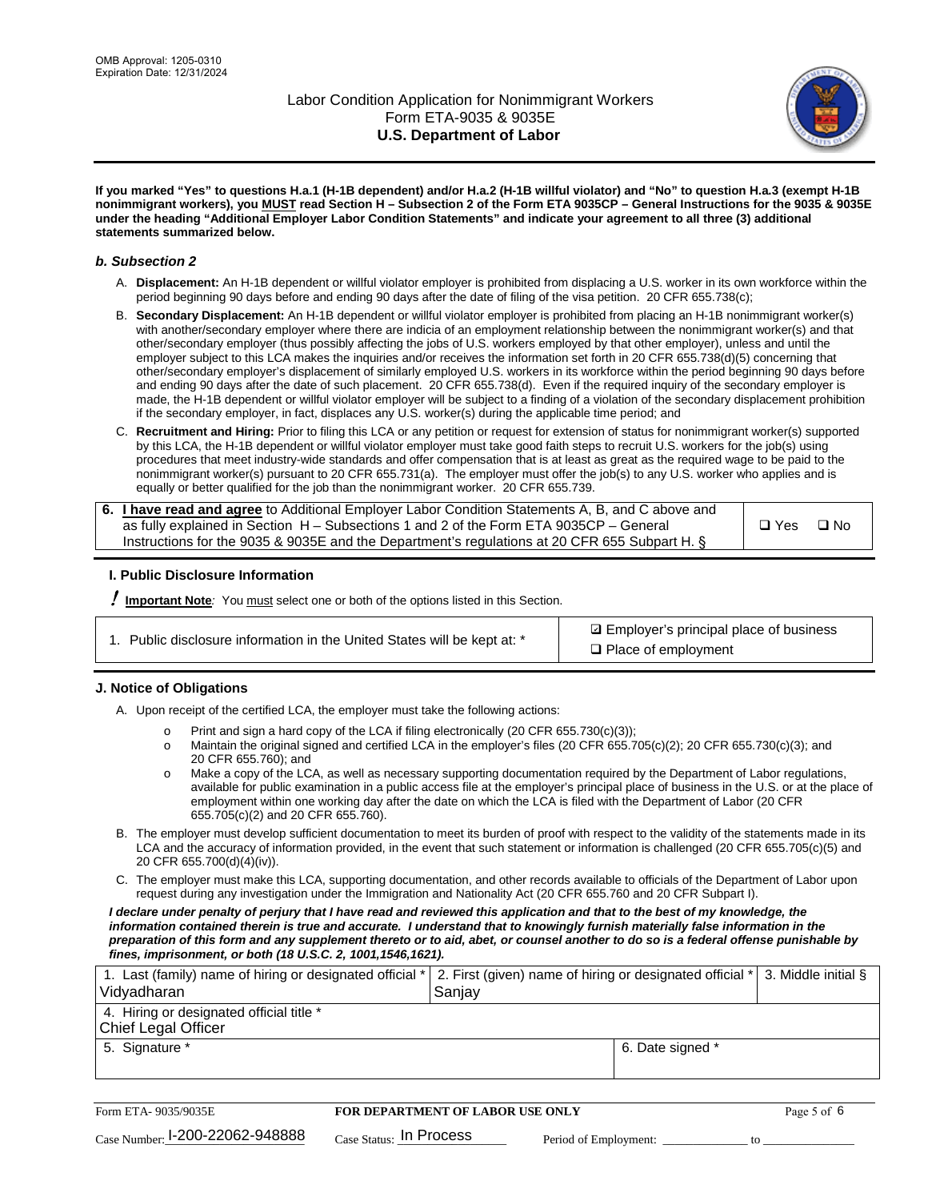**If you marked "Yes" to questions H.a.1 (H-1B dependent) and/or H.a.2 (H-1B willful violator) and "No" to question H.a.3 (exempt H-1B nonimmigrant workers), you MUST read Section H – Subsection 2 of the Form ETA 9035CP – General Instructions for the 9035 & 9035E under the heading "Additional Employer Labor Condition Statements" and indicate your agreement to all three (3) additional statements summarized below.**

### *b. Subsection 2*

A. **Displacement:** An H-1B dependent or willful violator employer is prohibited from displacing a U.S. worker in its own workforce within the period beginning 90 days before and ending 90 days after the date of filing of the visa petition. 20 CFR 655.738(c);

B. **Secondary Displacement:** An H-1B dependent or willful violator employer is prohibited from placing an H-1B nonimmigrant worker(s) with another/secondary employer where there are indicia of an employment relationship between the nonimmigrant worker(s) and that other/secondary employer (thus possibly affecting the jobs of U.S. workers employed by that other employer), unless and until the employer subject to this LCA makes the inquiries and/or receives the information set forth in 20 CFR 655.738(d)(5) concerning that other/secondary employer's displacement of similarly employed U.S. workers in its workforce within the period beginning 90 days before and ending 90 days after the date of such placement. 20 CFR 655.738(d). Even if the required inquiry of the secondary employer is made, the H-1B dependent or willful violator employer will be subject to a finding of a violation of the secondary displacement prohibition if the secondary employer, in fact, displaces any U.S. worker(s) during the applicable time period; and

C. **Recruitment and Hiring:** Prior to filing this LCA or any petition or request for extension of status for nonimmigrant worker(s) supported by this LCA, the H-1B dependent or willful violator employer must take good faith steps to recruit U.S. workers for the job(s) using procedures that meet industry-wide standards and offer compensation that is at least as great as the required wage to be paid to the nonimmigrant worker(s) pursuant to 20 CFR 655.731(a). The employer must offer the job(s) to any U.S. worker who applies and is equally or better qualified for the job than the nonimmigrant worker. 20 CFR 655.739.

| 6. **I have read and agree** to Additional Employer Labor Condition Statements A, B, and C above and as fully explained in Section H – Subsections 1 and 2 of the Form ETA 9035CP – General Instructions for the 9035 & 9035E and the Department's regulations at 20 CFR 655 Subpart H. § | ❑ Yes ❑ No |
|---|---|

## I. Public Disclosure Information

**! Important Note***:* You must select one or both of the options listed in this Section.

| 1. Public disclosure information in the United States will be kept at: * | ☑ Employer's principal place of business<br>❑ Place of employment |
|---|---|

## J. Notice of Obligations

A. Upon receipt of the certified LCA, the employer must take the following actions:

- o Print and sign a hard copy of the LCA if filing electronically (20 CFR 655.730(c)(3));
- o Maintain the original signed and certified LCA in the employer's files (20 CFR 655.705(c)(2); 20 CFR 655.730(c)(3); and 20 CFR 655.760); and
- o Make a copy of the LCA, as well as necessary supporting documentation required by the Department of Labor regulations, available for public examination in a public access file at the employer's principal place of business in the U.S. or at the place of employment within one working day after the date on which the LCA is filed with the Department of Labor (20 CFR 655.705(c)(2) and 20 CFR 655.760).

B. The employer must develop sufficient documentation to meet its burden of proof with respect to the validity of the statements made in its LCA and the accuracy of information provided, in the event that such statement or information is challenged (20 CFR 655.705(c)(5) and 20 CFR 655.700(d)(4)(iv)).

C. The employer must make this LCA, supporting documentation, and other records available to officials of the Department of Labor upon request during any investigation under the Immigration and Nationality Act (20 CFR 655.760 and 20 CFR Subpart I).

***I declare under penalty of perjury that I have read and reviewed this application and that to the best of my knowledge, the information contained therein is true and accurate. I understand that to knowingly furnish materially false information in the preparation of this form and any supplement thereto or to aid, abet, or counsel another to do so is a federal offense punishable by fines, imprisonment, or both (18 U.S.C. 2, 1001,1546,1621).***

| 1. Last (family) name of hiring or designated official * Vidyadharan | 2. First (given) name of hiring or designated official * Sanjay | 3. Middle initial § |
|---|---|---|
| 4. Hiring or designated official title * Chief Legal Officer | | |
| 5. Signature * | 6. Date signed * | |

| Form ETA- 9035/9035E | FOR DEPARTMENT OF LABOR USE ONLY | |
|---|---|---|
| Case Number: I-200-22062-948888 | Case Status: In Process | Period of Employment: _____________ to _____________ |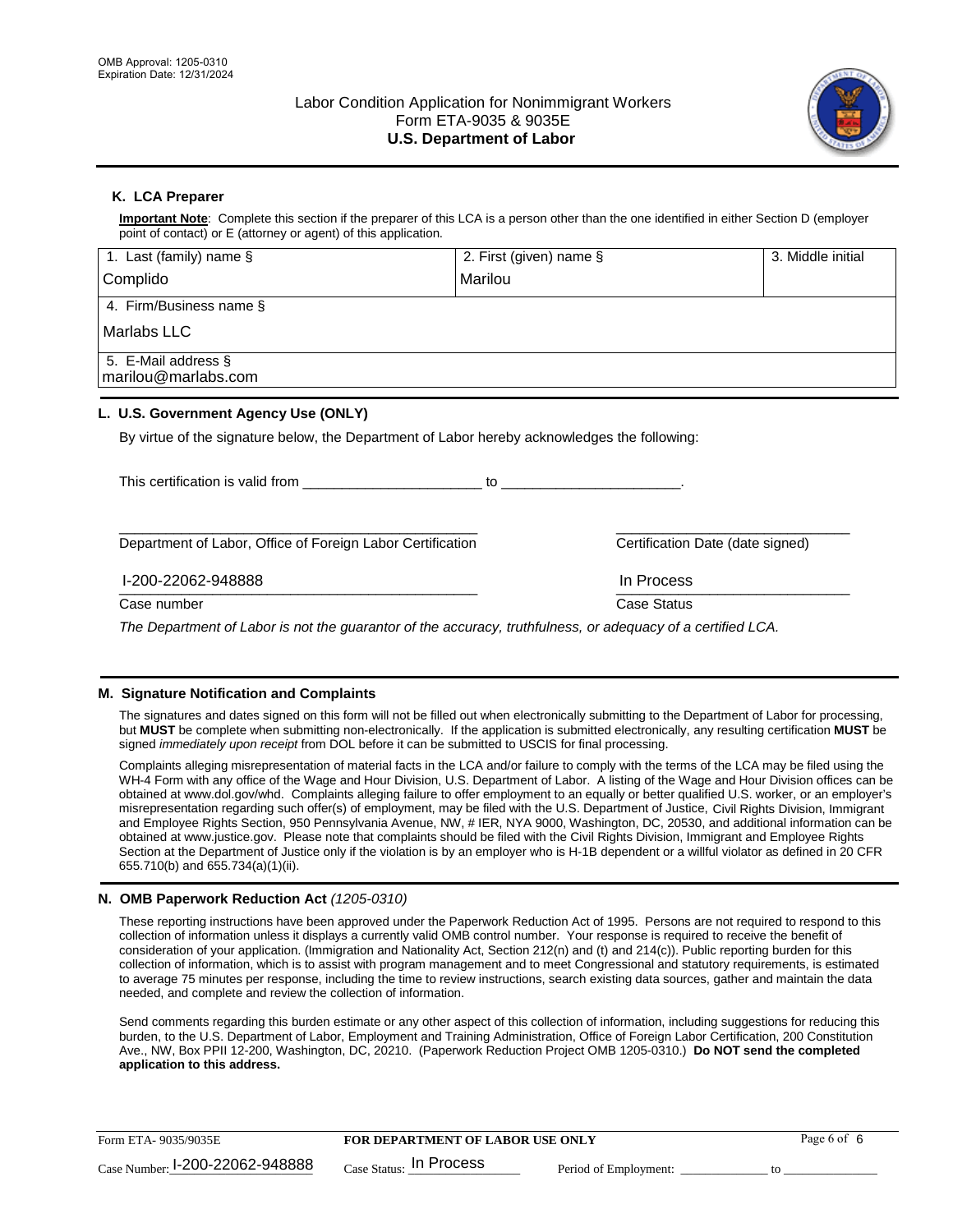## K. LCA Preparer

**Important Note**: Complete this section if the preparer of this LCA is a person other than the one identified in either Section D (employer point of contact) or E (attorney or agent) of this application.

| 1. Last (family) name § | 2. First (given) name § | 3. Middle initial |
|---|---|---|
| Complido | Marilou | |
| 4. Firm/Business name § | | |
| Marlabs LLC | | |
| 5. E-Mail address § | | |
| marilou@marlabs.com | | |

## L. U.S. Government Agency Use (ONLY)

By virtue of the signature below, the Department of Labor hereby acknowledges the following:

This certification is valid from ______________________ to ______________________.

_____________________________________________ Department of Labor, Office of Foreign Labor Certification

_____________________________ Certification Date (date signed)

I-200-22062-948888
Case number

In Process
Case Status

*The Department of Labor is not the guarantor of the accuracy, truthfulness, or adequacy of a certified LCA.*

## M. Signature Notification and Complaints

The signatures and dates signed on this form will not be filled out when electronically submitting to the Department of Labor for processing, but **MUST** be complete when submitting non-electronically. If the application is submitted electronically, any resulting certification **MUST** be signed *immediately upon receipt* from DOL before it can be submitted to USCIS for final processing.

Complaints alleging misrepresentation of material facts in the LCA and/or failure to comply with the terms of the LCA may be filed using the WH-4 Form with any office of the Wage and Hour Division, U.S. Department of Labor. A listing of the Wage and Hour Division offices can be obtained at www.dol.gov/whd. Complaints alleging failure to offer employment to an equally or better qualified U.S. worker, or an employer's misrepresentation regarding such offer(s) of employment, may be filed with the U.S. Department of Justice, Civil Rights Division, Immigrant and Employee Rights Section, 950 Pennsylvania Avenue, NW, # IER, NYA 9000, Washington, DC, 20530, and additional information can be obtained at www.justice.gov. Please note that complaints should be filed with the Civil Rights Division, Immigrant and Employee Rights Section at the Department of Justice only if the violation is by an employer who is H-1B dependent or a willful violator as defined in 20 CFR 655.710(b) and 655.734(a)(1)(ii).

## N. OMB Paperwork Reduction Act *(1205-0310)*

These reporting instructions have been approved under the Paperwork Reduction Act of 1995. Persons are not required to respond to this collection of information unless it displays a currently valid OMB control number. Your response is required to receive the benefit of consideration of your application. (Immigration and Nationality Act, Section 212(n) and (t) and 214(c)). Public reporting burden for this collection of information, which is to assist with program management and to meet Congressional and statutory requirements, is estimated to average 75 minutes per response, including the time to review instructions, search existing data sources, gather and maintain the data needed, and complete and review the collection of information.

Send comments regarding this burden estimate or any other aspect of this collection of information, including suggestions for reducing this burden, to the U.S. Department of Labor, Employment and Training Administration, Office of Foreign Labor Certification, 200 Constitution Ave., NW, Box PPII 12-200, Washington, DC, 20210. (Paperwork Reduction Project OMB 1205-0310.) **Do NOT send the completed application to this address.**